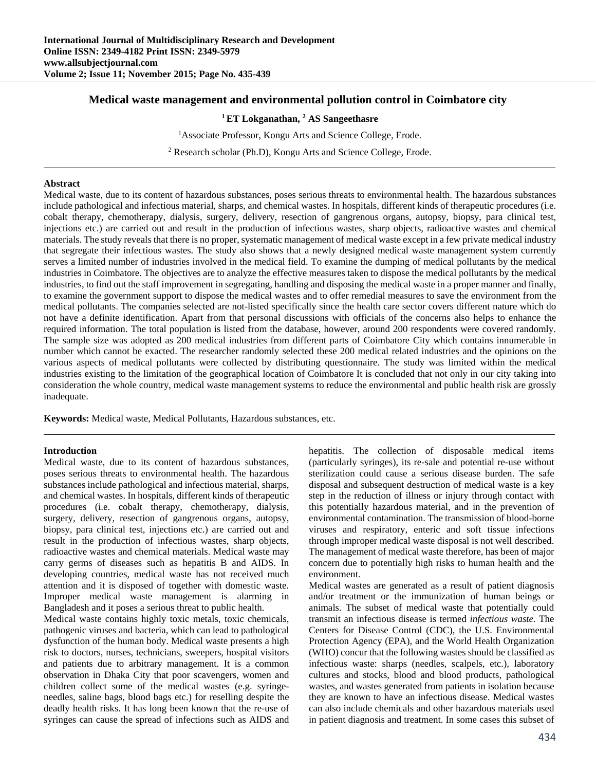# Medical waste management and environmental pollution control in Coimbatore city

**[1] ET Lokganathan, [2] AS Sangeethasre**

[1] Associate Professor, Kongu Arts and Science College, Erode.

[2] Research scholar (Ph.D), Kongu Arts and Science College, Erode.

---

## Abstract

Medical waste, due to its content of hazardous substances, poses serious threats to environmental health. The hazardous substances include pathological and infectious material, sharps, and chemical wastes. In hospitals, different kinds of therapeutic procedures (i.e. cobalt therapy, chemotherapy, dialysis, surgery, delivery, resection of gangrenous organs, autopsy, biopsy, para clinical test, injections etc.) are carried out and result in the production of infectious wastes, sharp objects, radioactive wastes and chemical materials. The study reveals that there is no proper, systematic management of medical waste except in a few private medical industry that segregate their infectious wastes. The study also shows that a newly designed medical waste management system currently serves a limited number of industries involved in the medical field. To examine the dumping of medical pollutants by the medical industries in Coimbatore. The objectives are to analyze the effective measures taken to dispose the medical pollutants by the medical industries, to find out the staff improvement in segregating, handling and disposing the medical waste in a proper manner and finally, to examine the government support to dispose the medical wastes and to offer remedial measures to save the environment from the medical pollutants. The companies selected are not-listed specifically since the health care sector covers different nature which do not have a definite identification. Apart from that personal discussions with officials of the concerns also helps to enhance the required information. The total population is listed from the database, however, around 200 respondents were covered randomly. The sample size was adopted as 200 medical industries from different parts of Coimbatore City which contains innumerable in number which cannot be exacted. The researcher randomly selected these 200 medical related industries and the opinions on the various aspects of medical pollutants were collected by distributing questionnaire. The study was limited within the medical industries existing to the limitation of the geographical location of Coimbatore It is concluded that not only in our city taking into consideration the whole country, medical waste management systems to reduce the environmental and public health risk are grossly inadequate.

**Keywords:** Medical waste, Medical Pollutants, Hazardous substances, etc.

---

## Introduction

Medical waste, due to its content of hazardous substances, poses serious threats to environmental health. The hazardous substances include pathological and infectious material, sharps, and chemical wastes. In hospitals, different kinds of therapeutic procedures (i.e. cobalt therapy, chemotherapy, dialysis, surgery, delivery, resection of gangrenous organs, autopsy, biopsy, para clinical test, injections etc.) are carried out and result in the production of infectious wastes, sharp objects, radioactive wastes and chemical materials. Medical waste may carry germs of diseases such as hepatitis B and AIDS. In developing countries, medical waste has not received much attention and it is disposed of together with domestic waste. Improper medical waste management is alarming in Bangladesh and it poses a serious threat to public health.

Medical waste contains highly toxic metals, toxic chemicals, pathogenic viruses and bacteria, which can lead to pathological dysfunction of the human body. Medical waste presents a high risk to doctors, nurses, technicians, sweepers, hospital visitors and patients due to arbitrary management. It is a common observation in Dhaka City that poor scavengers, women and children collect some of the medical wastes (e.g. syringe-needles, saline bags, blood bags etc.) for reselling despite the deadly health risks. It has long been known that the re-use of syringes can cause the spread of infections such as AIDS and hepatitis. The collection of disposable medical items (particularly syringes), its re-sale and potential re-use without sterilization could cause a serious disease burden. The safe disposal and subsequent destruction of medical waste is a key step in the reduction of illness or injury through contact with this potentially hazardous material, and in the prevention of environmental contamination. The transmission of blood-borne viruses and respiratory, enteric and soft tissue infections through improper medical waste disposal is not well described. The management of medical waste therefore, has been of major concern due to potentially high risks to human health and the environment.

Medical wastes are generated as a result of patient diagnosis and/or treatment or the immunization of human beings or animals. The subset of medical waste that potentially could transmit an infectious disease is termed *infectious waste.* The Centers for Disease Control (CDC), the U.S. Environmental Protection Agency (EPA), and the World Health Organization (WHO) concur that the following wastes should be classified as infectious waste: sharps (needles, scalpels, etc.), laboratory cultures and stocks, blood and blood products, pathological wastes, and wastes generated from patients in isolation because they are known to have an infectious disease. Medical wastes can also include chemicals and other hazardous materials used in patient diagnosis and treatment. In some cases this subset of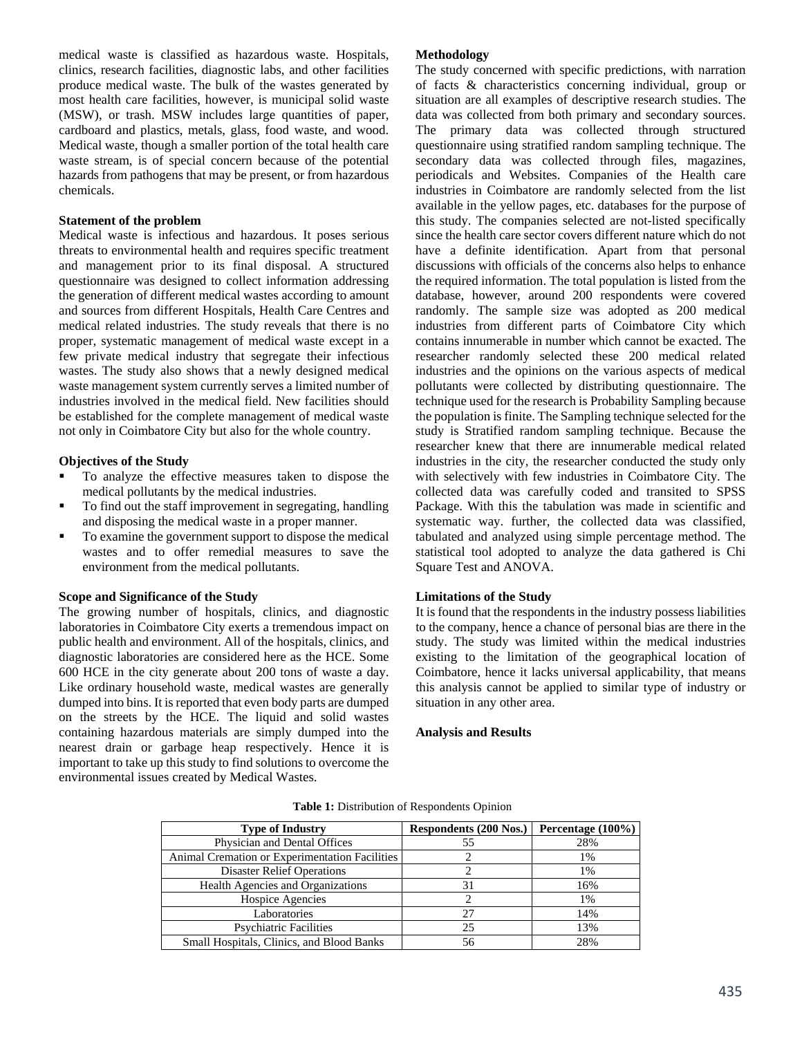medical waste is classified as hazardous waste. Hospitals, clinics, research facilities, diagnostic labs, and other facilities produce medical waste. The bulk of the wastes generated by most health care facilities, however, is municipal solid waste (MSW), or trash. MSW includes large quantities of paper, cardboard and plastics, metals, glass, food waste, and wood. Medical waste, though a smaller portion of the total health care waste stream, is of special concern because of the potential hazards from pathogens that may be present, or from hazardous chemicals.

**Statement of the problem**

Medical waste is infectious and hazardous. It poses serious threats to environmental health and requires specific treatment and management prior to its final disposal. A structured questionnaire was designed to collect information addressing the generation of different medical wastes according to amount and sources from different Hospitals, Health Care Centres and medical related industries. The study reveals that there is no proper, systematic management of medical waste except in a few private medical industry that segregate their infectious wastes. The study also shows that a newly designed medical waste management system currently serves a limited number of industries involved in the medical field. New facilities should be established for the complete management of medical waste not only in Coimbatore City but also for the whole country.

**Objectives of the Study**

- To analyze the effective measures taken to dispose the medical pollutants by the medical industries.
- To find out the staff improvement in segregating, handling and disposing the medical waste in a proper manner.
- To examine the government support to dispose the medical wastes and to offer remedial measures to save the environment from the medical pollutants.

**Scope and Significance of the Study**

The growing number of hospitals, clinics, and diagnostic laboratories in Coimbatore City exerts a tremendous impact on public health and environment. All of the hospitals, clinics, and diagnostic laboratories are considered here as the HCE. Some 600 HCE in the city generate about 200 tons of waste a day. Like ordinary household waste, medical wastes are generally dumped into bins. It is reported that even body parts are dumped on the streets by the HCE. The liquid and solid wastes containing hazardous materials are simply dumped into the nearest drain or garbage heap respectively. Hence it is important to take up this study to find solutions to overcome the environmental issues created by Medical Wastes.

**Methodology**

The study concerned with specific predictions, with narration of facts & characteristics concerning individual, group or situation are all examples of descriptive research studies. The data was collected from both primary and secondary sources. The primary data was collected through structured questionnaire using stratified random sampling technique. The secondary data was collected through files, magazines, periodicals and Websites. Companies of the Health care industries in Coimbatore are randomly selected from the list available in the yellow pages, etc. databases for the purpose of this study. The companies selected are not-listed specifically since the health care sector covers different nature which do not have a definite identification. Apart from that personal discussions with officials of the concerns also helps to enhance the required information. The total population is listed from the database, however, around 200 respondents were covered randomly. The sample size was adopted as 200 medical industries from different parts of Coimbatore City which contains innumerable in number which cannot be exacted. The researcher randomly selected these 200 medical related industries and the opinions on the various aspects of medical pollutants were collected by distributing questionnaire. The technique used for the research is Probability Sampling because the population is finite. The Sampling technique selected for the study is Stratified random sampling technique. Because the researcher knew that there are innumerable medical related industries in the city, the researcher conducted the study only with selectively with few industries in Coimbatore City. The collected data was carefully coded and transited to SPSS Package. With this the tabulation was made in scientific and systematic way. further, the collected data was classified, tabulated and analyzed using simple percentage method. The statistical tool adopted to analyze the data gathered is Chi Square Test and ANOVA.

**Limitations of the Study**

It is found that the respondents in the industry possess liabilities to the company, hence a chance of personal bias are there in the study. The study was limited within the medical industries existing to the limitation of the geographical location of Coimbatore, hence it lacks universal applicability, that means this analysis cannot be applied to similar type of industry or situation in any other area.

**Analysis and Results**

**Table 1:** Distribution of Respondents Opinion

| Type of Industry | Respondents (200 Nos.) | Percentage (100%) |
|---|---|---|
| Physician and Dental Offices | 55 | 28% |
| Animal Cremation or Experimentation Facilities | 2 | 1% |
| Disaster Relief Operations | 2 | 1% |
| Health Agencies and Organizations | 31 | 16% |
| Hospice Agencies | 2 | 1% |
| Laboratories | 27 | 14% |
| Psychiatric Facilities | 25 | 13% |
| Small Hospitals, Clinics, and Blood Banks | 56 | 28% |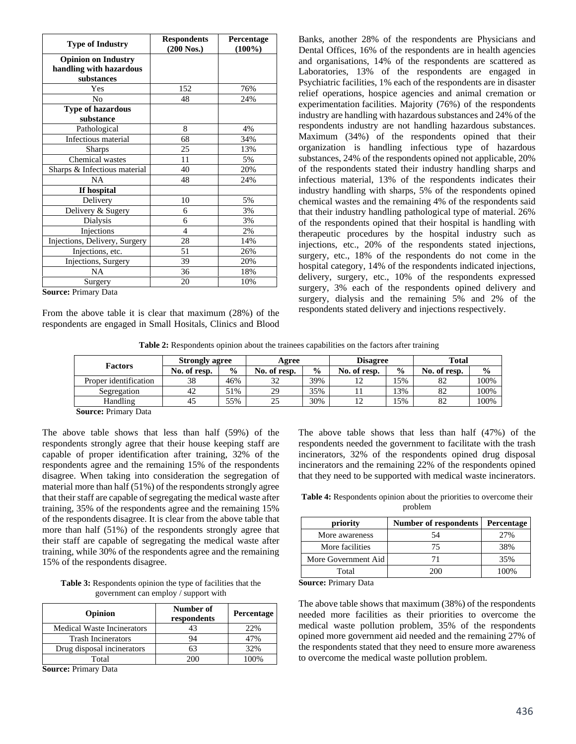| Type of Industry | Respondents (200 Nos.) | Percentage (100%) |
|---|---|---|
| **Opinion on Industry handling with hazardous substances** | | |
| Yes | 152 | 76% |
| No | 48 | 24% |
| **Type of hazardous substance** | | |
| Pathological | 8 | 4% |
| Infectious material | 68 | 34% |
| Sharps | 25 | 13% |
| Chemical wastes | 11 | 5% |
| Sharps & Infectious material | 40 | 20% |
| NA | 48 | 24% |
| **If hospital** | | |
| Delivery | 10 | 5% |
| Delivery & Sugery | 6 | 3% |
| Dialysis | 6 | 3% |
| Injections | 4 | 2% |
| Injections, Delivery, Surgery | 28 | 14% |
| Injections, etc. | 51 | 26% |
| Injections, Surgery | 39 | 20% |
| NA | 36 | 18% |
| Surgery | 20 | 10% |

**Source:** Primary Data

From the above table it is clear that maximum (28%) of the respondents are engaged in Small Hositals, Clinics and Blood Banks, another 28% of the respondents are Physicians and Dental Offices, 16% of the respondents are in health agencies and organisations, 14% of the respondents are scattered as Laboratories, 13% of the respondents are engaged in Psychiatric facilities, 1% each of the respondents are in disaster relief operations, hospice agencies and animal cremation or experimentation facilities. Majority (76%) of the respondents industry are handling with hazardous substances and 24% of the respondents industry are not handling hazardous substances. Maximum (34%) of the respondents opined that their organization is handling infectious type of hazardous substances, 24% of the respondents opined not applicable, 20% of the respondents stated their industry handling sharps and infectious material, 13% of the respondents indicates their industry handling with sharps, 5% of the respondents opined chemical wastes and the remaining 4% of the respondents said that their industry handling pathological type of material. 26% of the respondents opined that their hospital is handling with therapeutic procedures by the hospital industry such as injections, etc., 20% of the respondents stated injections, surgery, etc., 18% of the respondents do not come in the hospital category, 14% of the respondents indicated injections, delivery, surgery, etc., 10% of the respondents expressed surgery, 3% each of the respondents opined delivery and surgery, dialysis and the remaining 5% and 2% of the respondents stated delivery and injections respectively.

**Table 2:** Respondents opinion about the trainees capabilities on the factors after training

| Factors | Strongly agree | | Agree | | Disagree | | Total | |
|---|---|---|---|---|---|---|---|---|
| | No. of resp. | % | No. of resp. | % | No. of resp. | % | No. of resp. | % |
| Proper identification | 38 | 46% | 32 | 39% | 12 | 15% | 82 | 100% |
| Segregation | 42 | 51% | 29 | 35% | 11 | 13% | 82 | 100% |
| Handling | 45 | 55% | 25 | 30% | 12 | 15% | 82 | 100% |

**Source:** Primary Data

The above table shows that less than half (59%) of the respondents strongly agree that their house keeping staff are capable of proper identification after training, 32% of the respondents agree and the remaining 15% of the respondents disagree. When taking into consideration the segregation of material more than half (51%) of the respondents strongly agree that their staff are capable of segregating the medical waste after training, 35% of the respondents agree and the remaining 15% of the respondents disagree. It is clear from the above table that more than half (51%) of the respondents strongly agree that their staff are capable of segregating the medical waste after training, while 30% of the respondents agree and the remaining 15% of the respondents disagree.

**Table 3:** Respondents opinion the type of facilities that the government can employ / support with

| Opinion | Number of respondents | Percentage |
|---|---|---|
| Medical Waste Incinerators | 43 | 22% |
| Trash Incinerators | 94 | 47% |
| Drug disposal incinerators | 63 | 32% |
| Total | 200 | 100% |

**Source:** Primary Data

The above table shows that less than half (47%) of the respondents needed the government to facilitate with the trash incinerators, 32% of the respondents opined drug disposal incinerators and the remaining 22% of the respondents opined that they need to be supported with medical waste incinerators.

**Table 4:** Respondents opinion about the priorities to overcome their problem

| priority | Number of respondents | Percentage |
|---|---|---|
| More awareness | 54 | 27% |
| More facilities | 75 | 38% |
| More Government Aid | 71 | 35% |
| Total | 200 | 100% |

**Source:** Primary Data

The above table shows that maximum (38%) of the respondents needed more facilities as their priorities to overcome the medical waste pollution problem, 35% of the respondents opined more government aid needed and the remaining 27% of the respondents stated that they need to ensure more awareness to overcome the medical waste pollution problem.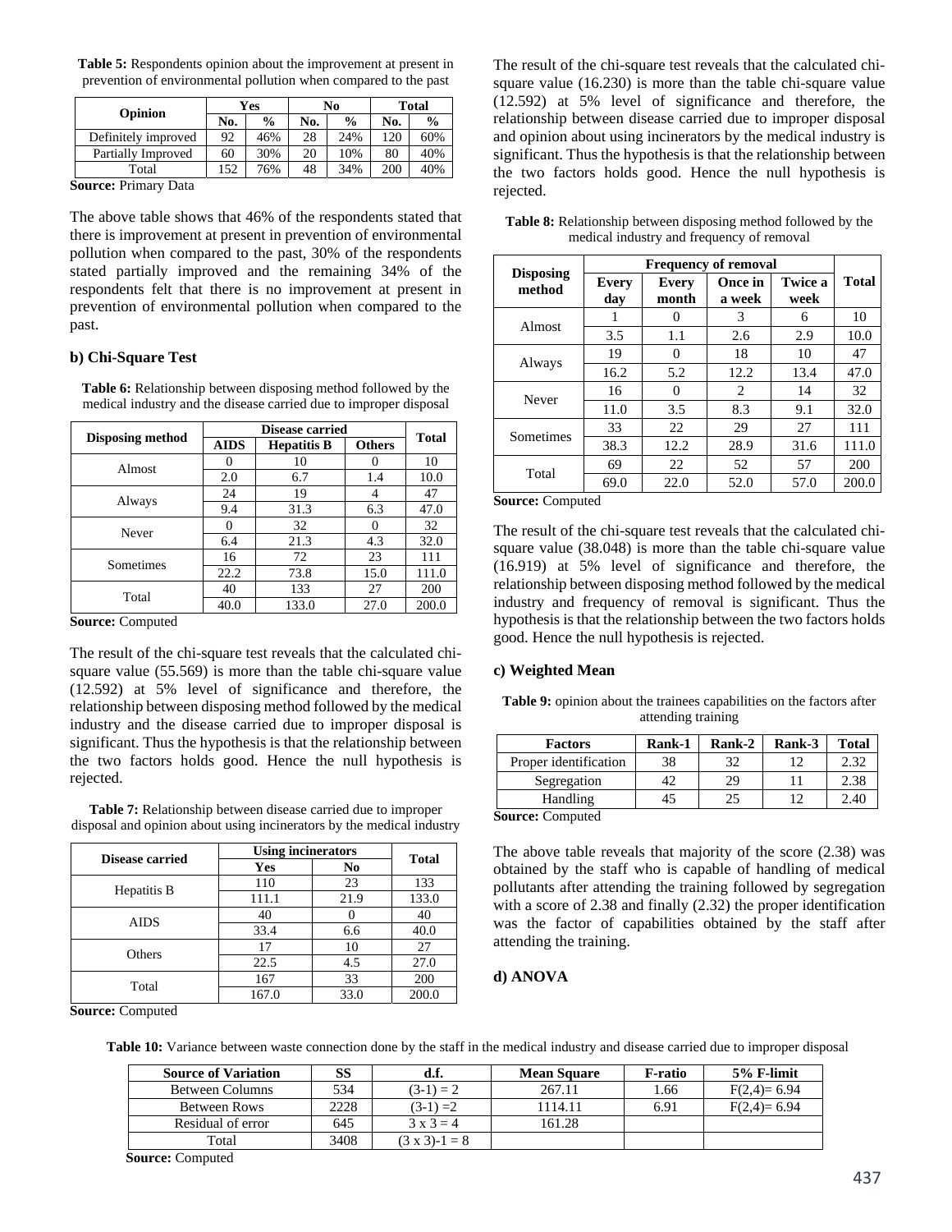**Table 5:** Respondents opinion about the improvement at present in prevention of environmental pollution when compared to the past

| Opinion | Yes | | No | | Total | |
|---|---|---|---|---|---|---|
| | No. | % | No. | % | No. | % |
| Definitely improved | 92 | 46% | 28 | 24% | 120 | 60% |
| Partially Improved | 60 | 30% | 20 | 10% | 80 | 40% |
| Total | 152 | 76% | 48 | 34% | 200 | 40% |

**Source:** Primary Data

The above table shows that 46% of the respondents stated that there is improvement at present in prevention of environmental pollution when compared to the past, 30% of the respondents stated partially improved and the remaining 34% of the respondents felt that there is no improvement at present in prevention of environmental pollution when compared to the past.

### b) Chi-Square Test

**Table 6:** Relationship between disposing method followed by the medical industry and the disease carried due to improper disposal

| Disposing method | Disease carried | | | Total |
|---|---|---|---|---|
| | AIDS | Hepatitis B | Others | |
| Almost | 0 | 10 | 0 | 10 |
| | 2.0 | 6.7 | 1.4 | 10.0 |
| Always | 24 | 19 | 4 | 47 |
| | 9.4 | 31.3 | 6.3 | 47.0 |
| Never | 0 | 32 | 0 | 32 |
| | 6.4 | 21.3 | 4.3 | 32.0 |
| Sometimes | 16 | 72 | 23 | 111 |
| | 22.2 | 73.8 | 15.0 | 111.0 |
| Total | 40 | 133 | 27 | 200 |
| | 40.0 | 133.0 | 27.0 | 200.0 |

**Source:** Computed

The result of the chi-square test reveals that the calculated chi-square value (55.569) is more than the table chi-square value (12.592) at 5% level of significance and therefore, the relationship between disposing method followed by the medical industry and the disease carried due to improper disposal is significant. Thus the hypothesis is that the relationship between the two factors holds good. Hence the null hypothesis is rejected.

**Table 7:** Relationship between disease carried due to improper disposal and opinion about using incinerators by the medical industry

| Disease carried | Using incinerators | | Total |
|---|---|---|---|
| | Yes | No | |
| Hepatitis B | 110 | 23 | 133 |
| | 111.1 | 21.9 | 133.0 |
| AIDS | 40 | 0 | 40 |
| | 33.4 | 6.6 | 40.0 |
| Others | 17 | 10 | 27 |
| | 22.5 | 4.5 | 27.0 |
| Total | 167 | 33 | 200 |
| | 167.0 | 33.0 | 200.0 |

**Source:** Computed

The result of the chi-square test reveals that the calculated chi-square value (16.230) is more than the table chi-square value (12.592) at 5% level of significance and therefore, the relationship between disease carried due to improper disposal and opinion about using incinerators by the medical industry is significant. Thus the hypothesis is that the relationship between the two factors holds good. Hence the null hypothesis is rejected.

**Table 8:** Relationship between disposing method followed by the medical industry and frequency of removal

| Disposing method | Frequency of removal | | | | Total |
|---|---|---|---|---|---|
| | Every day | Every month | Once in a week | Twice a week | |
| Almost | 1 | 0 | 3 | 6 | 10 |
| | 3.5 | 1.1 | 2.6 | 2.9 | 10.0 |
| Always | 19 | 0 | 18 | 10 | 47 |
| | 16.2 | 5.2 | 12.2 | 13.4 | 47.0 |
| Never | 16 | 0 | 2 | 14 | 32 |
| | 11.0 | 3.5 | 8.3 | 9.1 | 32.0 |
| Sometimes | 33 | 22 | 29 | 27 | 111 |
| | 38.3 | 12.2 | 28.9 | 31.6 | 111.0 |
| Total | 69 | 22 | 52 | 57 | 200 |
| | 69.0 | 22.0 | 52.0 | 57.0 | 200.0 |

**Source:** Computed

The result of the chi-square test reveals that the calculated chi-square value (38.048) is more than the table chi-square value (16.919) at 5% level of significance and therefore, the relationship between disposing method followed by the medical industry and frequency of removal is significant. Thus the hypothesis is that the relationship between the two factors holds good. Hence the null hypothesis is rejected.

### c) Weighted Mean

**Table 9:** opinion about the trainees capabilities on the factors after attending training

| Factors | Rank-1 | Rank-2 | Rank-3 | Total |
|---|---|---|---|---|
| Proper identification | 38 | 32 | 12 | 2.32 |
| Segregation | 42 | 29 | 11 | 2.38 |
| Handling | 45 | 25 | 12 | 2.40 |

**Source:** Computed

The above table reveals that majority of the score (2.38) was obtained by the staff who is capable of handling of medical pollutants after attending the training followed by segregation with a score of 2.38 and finally (2.32) the proper identification was the factor of capabilities obtained by the staff after attending the training.

### d) ANOVA

**Table 10:** Variance between waste connection done by the staff in the medical industry and disease carried due to improper disposal

| Source of Variation | SS | d.f. | Mean Square | F-ratio | 5% F-limit |
|---|---|---|---|---|---|
| Between Columns | 534 | (3-1) = 2 | 267.11 | 1.66 | F(2,4)= 6.94 |
| Between Rows | 2228 | (3-1) =2 | 1114.11 | 6.91 | F(2,4)= 6.94 |
| Residual of error | 645 | 3 x 3 = 4 | 161.28 | | |
| Total | 3408 | (3 x 3)-1 = 8 | | | |

**Source:** Computed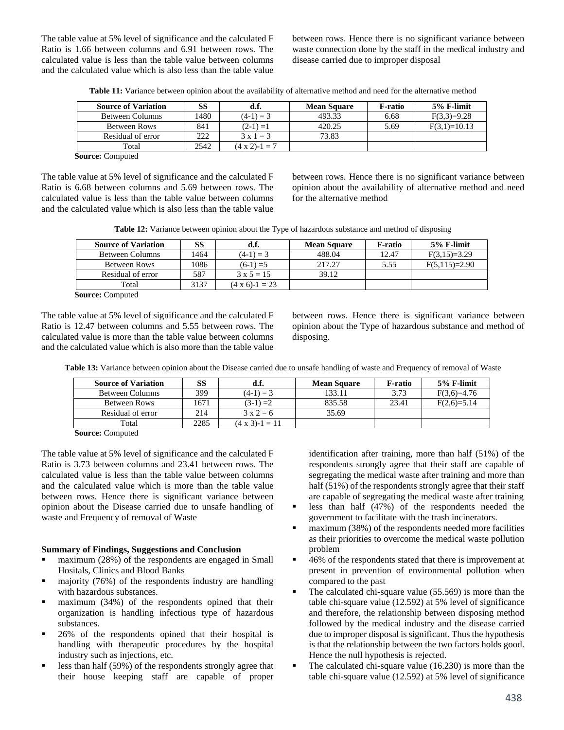The table value at 5% level of significance and the calculated F Ratio is 1.66 between columns and 6.91 between rows. The calculated value is less than the table value between columns and the calculated value which is also less than the table value between rows. Hence there is no significant variance between waste connection done by the staff in the medical industry and disease carried due to improper disposal

**Table 11:** Variance between opinion about the availability of alternative method and need for the alternative method

| Source of Variation | SS | d.f. | Mean Square | F-ratio | 5% F-limit |
|---|---|---|---|---|---|
| Between Columns | 1480 | (4-1) = 3 | 493.33 | 6.68 | F(3,3)=9.28 |
| Between Rows | 841 | (2-1) =1 | 420.25 | 5.69 | F(3,1)=10.13 |
| Residual of error | 222 | 3 x 1 = 3 | 73.83 | | |
| Total | 2542 | (4 x 2)-1 = 7 | | | |

**Source:** Computed

The table value at 5% level of significance and the calculated F Ratio is 6.68 between columns and 5.69 between rows. The calculated value is less than the table value between columns and the calculated value which is also less than the table value between rows. Hence there is no significant variance between opinion about the availability of alternative method and need for the alternative method

**Table 12:** Variance between opinion about the Type of hazardous substance and method of disposing

| Source of Variation | SS | d.f. | Mean Square | F-ratio | 5% F-limit |
|---|---|---|---|---|---|
| Between Columns | 1464 | (4-1) = 3 | 488.04 | 12.47 | F(3,15)=3.29 |
| Between Rows | 1086 | (6-1) =5 | 217.27 | 5.55 | F(5,115)=2.90 |
| Residual of error | 587 | 3 x 5 = 15 | 39.12 | | |
| Total | 3137 | (4 x 6)-1 = 23 | | | |

**Source:** Computed

The table value at 5% level of significance and the calculated F Ratio is 12.47 between columns and 5.55 between rows. The calculated value is more than the table value between columns and the calculated value which is also more than the table value between rows. Hence there is significant variance between opinion about the Type of hazardous substance and method of disposing.

**Table 13:** Variance between opinion about the Disease carried due to unsafe handling of waste and Frequency of removal of Waste

| Source of Variation | SS | d.f. | Mean Square | F-ratio | 5% F-limit |
|---|---|---|---|---|---|
| Between Columns | 399 | (4-1) = 3 | 133.11 | 3.73 | F(3,6)=4.76 |
| Between Rows | 1671 | (3-1) =2 | 835.58 | 23.41 | F(2,6)=5.14 |
| Residual of error | 214 | 3 x 2 = 6 | 35.69 | | |
| Total | 2285 | (4 x 3)-1 = 11 | | | |

**Source:** Computed

The table value at 5% level of significance and the calculated F Ratio is 3.73 between columns and 23.41 between rows. The calculated value is less than the table value between columns and the calculated value which is more than the table value between rows. Hence there is significant variance between opinion about the Disease carried due to unsafe handling of waste and Frequency of removal of Waste

**Summary of Findings, Suggestions and Conclusion**

- maximum (28%) of the respondents are engaged in Small Hositals, Clinics and Blood Banks
- majority (76%) of the respondents industry are handling with hazardous substances.
- maximum (34%) of the respondents opined that their organization is handling infectious type of hazardous substances.
- 26% of the respondents opined that their hospital is handling with therapeutic procedures by the hospital industry such as injections, etc.
- less than half (59%) of the respondents strongly agree that their house keeping staff are capable of proper identification after training, more than half (51%) of the respondents strongly agree that their staff are capable of segregating the medical waste after training and more than half (51%) of the respondents strongly agree that their staff are capable of segregating the medical waste after training
- less than half (47%) of the respondents needed the government to facilitate with the trash incinerators.
- maximum (38%) of the respondents needed more facilities as their priorities to overcome the medical waste pollution problem
- 46% of the respondents stated that there is improvement at present in prevention of environmental pollution when compared to the past
- The calculated chi-square value (55.569) is more than the table chi-square value (12.592) at 5% level of significance and therefore, the relationship between disposing method followed by the medical industry and the disease carried due to improper disposal is significant. Thus the hypothesis is that the relationship between the two factors holds good. Hence the null hypothesis is rejected.
- The calculated chi-square value (16.230) is more than the table chi-square value (12.592) at 5% level of significance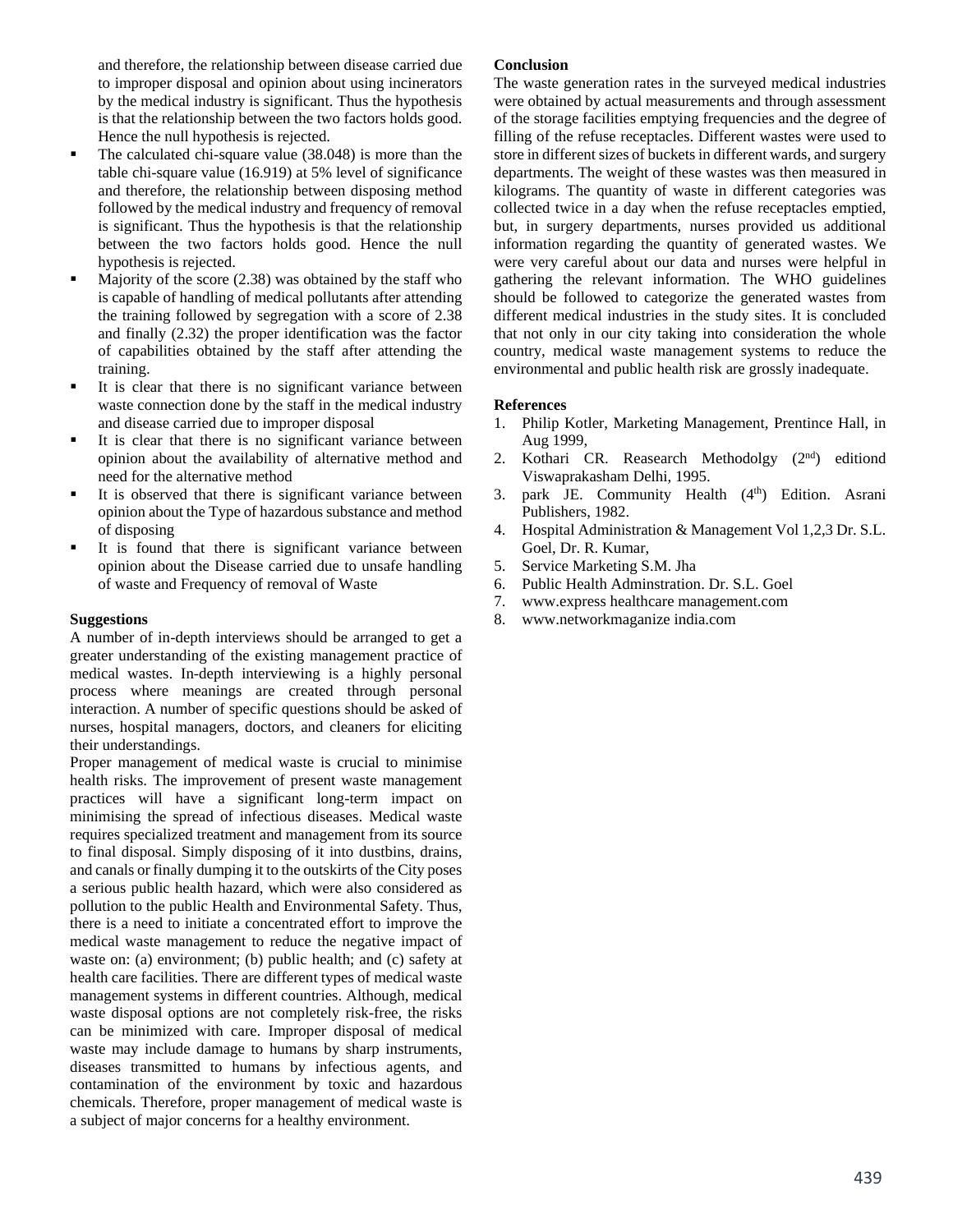and therefore, the relationship between disease carried due to improper disposal and opinion about using incinerators by the medical industry is significant. Thus the hypothesis is that the relationship between the two factors holds good. Hence the null hypothesis is rejected.

- The calculated chi-square value (38.048) is more than the table chi-square value (16.919) at 5% level of significance and therefore, the relationship between disposing method followed by the medical industry and frequency of removal is significant. Thus the hypothesis is that the relationship between the two factors holds good. Hence the null hypothesis is rejected.
- Majority of the score (2.38) was obtained by the staff who is capable of handling of medical pollutants after attending the training followed by segregation with a score of 2.38 and finally (2.32) the proper identification was the factor of capabilities obtained by the staff after attending the training.
- It is clear that there is no significant variance between waste connection done by the staff in the medical industry and disease carried due to improper disposal
- It is clear that there is no significant variance between opinion about the availability of alternative method and need for the alternative method
- It is observed that there is significant variance between opinion about the Type of hazardous substance and method of disposing
- It is found that there is significant variance between opinion about the Disease carried due to unsafe handling of waste and Frequency of removal of Waste

**Suggestions**

A number of in-depth interviews should be arranged to get a greater understanding of the existing management practice of medical wastes. In-depth interviewing is a highly personal process where meanings are created through personal interaction. A number of specific questions should be asked of nurses, hospital managers, doctors, and cleaners for eliciting their understandings.

Proper management of medical waste is crucial to minimise health risks. The improvement of present waste management practices will have a significant long-term impact on minimising the spread of infectious diseases. Medical waste requires specialized treatment and management from its source to final disposal. Simply disposing of it into dustbins, drains, and canals or finally dumping it to the outskirts of the City poses a serious public health hazard, which were also considered as pollution to the public Health and Environmental Safety. Thus, there is a need to initiate a concentrated effort to improve the medical waste management to reduce the negative impact of waste on: (a) environment; (b) public health; and (c) safety at health care facilities. There are different types of medical waste management systems in different countries. Although, medical waste disposal options are not completely risk-free, the risks can be minimized with care. Improper disposal of medical waste may include damage to humans by sharp instruments, diseases transmitted to humans by infectious agents, and contamination of the environment by toxic and hazardous chemicals. Therefore, proper management of medical waste is a subject of major concerns for a healthy environment.

**Conclusion**

The waste generation rates in the surveyed medical industries were obtained by actual measurements and through assessment of the storage facilities emptying frequencies and the degree of filling of the refuse receptacles. Different wastes were used to store in different sizes of buckets in different wards, and surgery departments. The weight of these wastes was then measured in kilograms. The quantity of waste in different categories was collected twice in a day when the refuse receptacles emptied, but, in surgery departments, nurses provided us additional information regarding the quantity of generated wastes. We were very careful about our data and nurses were helpful in gathering the relevant information. The WHO guidelines should be followed to categorize the generated wastes from different medical industries in the study sites. It is concluded that not only in our city taking into consideration the whole country, medical waste management systems to reduce the environmental and public health risk are grossly inadequate.

**References**

1. Philip Kotler, Marketing Management, Prentince Hall, in Aug 1999,
2. Kothari CR. Reasearch Methodolgy (2nd) editiond Viswaprakasham Delhi, 1995.
3. park JE. Community Health (4th) Edition. Asrani Publishers, 1982.
4. Hospital Administration & Management Vol 1,2,3 Dr. S.L. Goel, Dr. R. Kumar,
5. Service Marketing S.M. Jha
6. Public Health Adminstration. Dr. S.L. Goel
7. www.express healthcare management.com
8. www.networkmaganize india.com